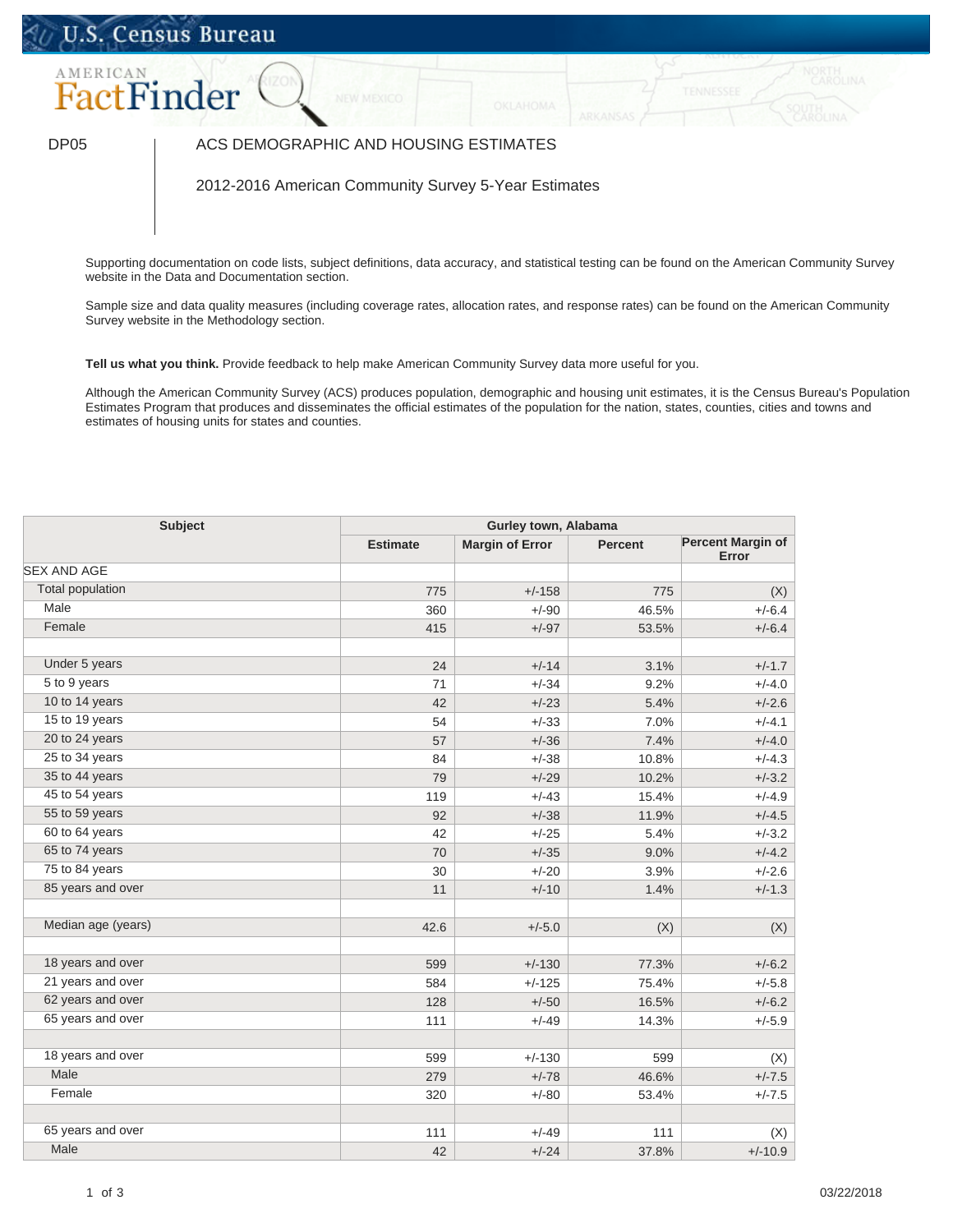U.S. Census Bureau

AMERICAN FactFinder

DP05 | ACS DEMOGRAPHIC AND HOUSING ESTIMATES

2012-2016 American Community Survey 5-Year Estimates

Supporting documentation on code lists, subject definitions, data accuracy, and statistical testing can be found on the American Community Survey website in the Data and Documentation section.

Sample size and data quality measures (including coverage rates, allocation rates, and response rates) can be found on the American Community Survey website in the Methodology section.

**Tell us what you think.** Provide feedback to help make American Community Survey data more useful for you.

Although the American Community Survey (ACS) produces population, demographic and housing unit estimates, it is the Census Bureau's Population Estimates Program that produces and disseminates the official estimates of the population for the nation, states, counties, cities and towns and estimates of housing units for states and counties.

| Subject | Gurley town, Alabama | | | |
|---|---|---|---|---|
| | Estimate | Margin of Error | Percent | Percent Margin of Error |
| SEX AND AGE | | | | |
| Total population | 775 | +/-158 | 775 | (X) |
| Male | 360 | +/-90 | 46.5% | +/-6.4 |
| Female | 415 | +/-97 | 53.5% | +/-6.4 |
| | | | | |
| Under 5 years | 24 | +/-14 | 3.1% | +/-1.7 |
| 5 to 9 years | 71 | +/-34 | 9.2% | +/-4.0 |
| 10 to 14 years | 42 | +/-23 | 5.4% | +/-2.6 |
| 15 to 19 years | 54 | +/-33 | 7.0% | +/-4.1 |
| 20 to 24 years | 57 | +/-36 | 7.4% | +/-4.0 |
| 25 to 34 years | 84 | +/-38 | 10.8% | +/-4.3 |
| 35 to 44 years | 79 | +/-29 | 10.2% | +/-3.2 |
| 45 to 54 years | 119 | +/-43 | 15.4% | +/-4.9 |
| 55 to 59 years | 92 | +/-38 | 11.9% | +/-4.5 |
| 60 to 64 years | 42 | +/-25 | 5.4% | +/-3.2 |
| 65 to 74 years | 70 | +/-35 | 9.0% | +/-4.2 |
| 75 to 84 years | 30 | +/-20 | 3.9% | +/-2.6 |
| 85 years and over | 11 | +/-10 | 1.4% | +/-1.3 |
| | | | | |
| Median age (years) | 42.6 | +/-5.0 | (X) | (X) |
| | | | | |
| 18 years and over | 599 | +/-130 | 77.3% | +/-6.2 |
| 21 years and over | 584 | +/-125 | 75.4% | +/-5.8 |
| 62 years and over | 128 | +/-50 | 16.5% | +/-6.2 |
| 65 years and over | 111 | +/-49 | 14.3% | +/-5.9 |
| | | | | |
| 18 years and over | 599 | +/-130 | 599 | (X) |
| Male | 279 | +/-78 | 46.6% | +/-7.5 |
| Female | 320 | +/-80 | 53.4% | +/-7.5 |
| | | | | |
| 65 years and over | 111 | +/-49 | 111 | (X) |
| Male | 42 | +/-24 | 37.8% | +/-10.9 |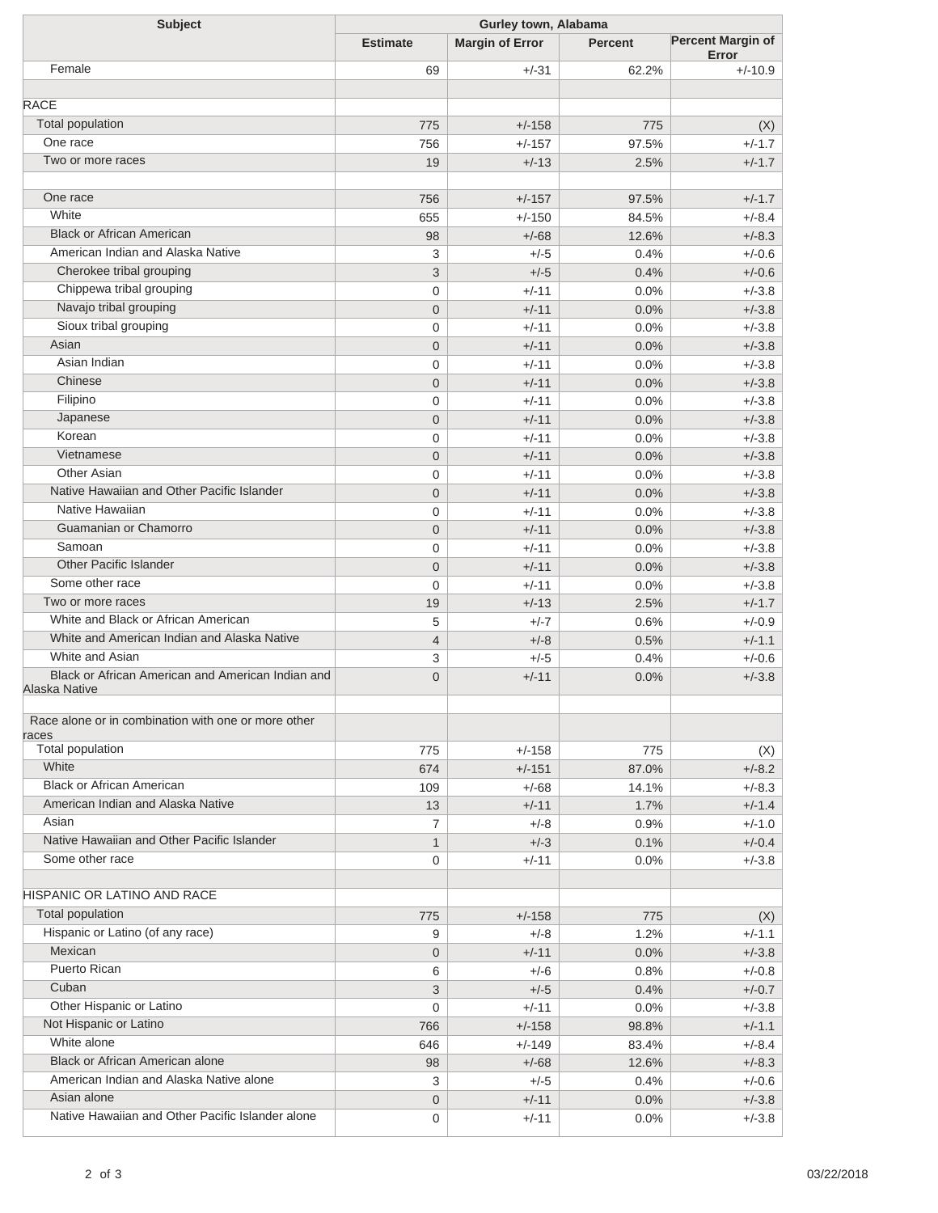| Subject | Gurley town, Alabama | | | |
|---|---|---|---|---|
| | Estimate | Margin of Error | Percent | Percent Margin of Error |
| Female | 69 | +/-31 | 62.2% | +/-10.9 |
| | | | | |
| RACE | | | | |
| Total population | 775 | +/-158 | 775 | (X) |
| One race | 756 | +/-157 | 97.5% | +/-1.7 |
| Two or more races | 19 | +/-13 | 2.5% | +/-1.7 |
| | | | | |
| One race | 756 | +/-157 | 97.5% | +/-1.7 |
| White | 655 | +/-150 | 84.5% | +/-8.4 |
| Black or African American | 98 | +/-68 | 12.6% | +/-8.3 |
| American Indian and Alaska Native | 3 | +/-5 | 0.4% | +/-0.6 |
| Cherokee tribal grouping | 3 | +/-5 | 0.4% | +/-0.6 |
| Chippewa tribal grouping | 0 | +/-11 | 0.0% | +/-3.8 |
| Navajo tribal grouping | 0 | +/-11 | 0.0% | +/-3.8 |
| Sioux tribal grouping | 0 | +/-11 | 0.0% | +/-3.8 |
| Asian | 0 | +/-11 | 0.0% | +/-3.8 |
| Asian Indian | 0 | +/-11 | 0.0% | +/-3.8 |
| Chinese | 0 | +/-11 | 0.0% | +/-3.8 |
| Filipino | 0 | +/-11 | 0.0% | +/-3.8 |
| Japanese | 0 | +/-11 | 0.0% | +/-3.8 |
| Korean | 0 | +/-11 | 0.0% | +/-3.8 |
| Vietnamese | 0 | +/-11 | 0.0% | +/-3.8 |
| Other Asian | 0 | +/-11 | 0.0% | +/-3.8 |
| Native Hawaiian and Other Pacific Islander | 0 | +/-11 | 0.0% | +/-3.8 |
| Native Hawaiian | 0 | +/-11 | 0.0% | +/-3.8 |
| Guamanian or Chamorro | 0 | +/-11 | 0.0% | +/-3.8 |
| Samoan | 0 | +/-11 | 0.0% | +/-3.8 |
| Other Pacific Islander | 0 | +/-11 | 0.0% | +/-3.8 |
| Some other race | 0 | +/-11 | 0.0% | +/-3.8 |
| Two or more races | 19 | +/-13 | 2.5% | +/-1.7 |
| White and Black or African American | 5 | +/-7 | 0.6% | +/-0.9 |
| White and American Indian and Alaska Native | 4 | +/-8 | 0.5% | +/-1.1 |
| White and Asian | 3 | +/-5 | 0.4% | +/-0.6 |
| Black or African American and American Indian and Alaska Native | 0 | +/-11 | 0.0% | +/-3.8 |
| | | | | |
| Race alone or in combination with one or more other races | | | | |
| Total population | 775 | +/-158 | 775 | (X) |
| White | 674 | +/-151 | 87.0% | +/-8.2 |
| Black or African American | 109 | +/-68 | 14.1% | +/-8.3 |
| American Indian and Alaska Native | 13 | +/-11 | 1.7% | +/-1.4 |
| Asian | 7 | +/-8 | 0.9% | +/-1.0 |
| Native Hawaiian and Other Pacific Islander | 1 | +/-3 | 0.1% | +/-0.4 |
| Some other race | 0 | +/-11 | 0.0% | +/-3.8 |
| | | | | |
| HISPANIC OR LATINO AND RACE | | | | |
| Total population | 775 | +/-158 | 775 | (X) |
| Hispanic or Latino (of any race) | 9 | +/-8 | 1.2% | +/-1.1 |
| Mexican | 0 | +/-11 | 0.0% | +/-3.8 |
| Puerto Rican | 6 | +/-6 | 0.8% | +/-0.8 |
| Cuban | 3 | +/-5 | 0.4% | +/-0.7 |
| Other Hispanic or Latino | 0 | +/-11 | 0.0% | +/-3.8 |
| Not Hispanic or Latino | 766 | +/-158 | 98.8% | +/-1.1 |
| White alone | 646 | +/-149 | 83.4% | +/-8.4 |
| Black or African American alone | 98 | +/-68 | 12.6% | +/-8.3 |
| American Indian and Alaska Native alone | 3 | +/-5 | 0.4% | +/-0.6 |
| Asian alone | 0 | +/-11 | 0.0% | +/-3.8 |
| Native Hawaiian and Other Pacific Islander alone | 0 | +/-11 | 0.0% | +/-3.8 |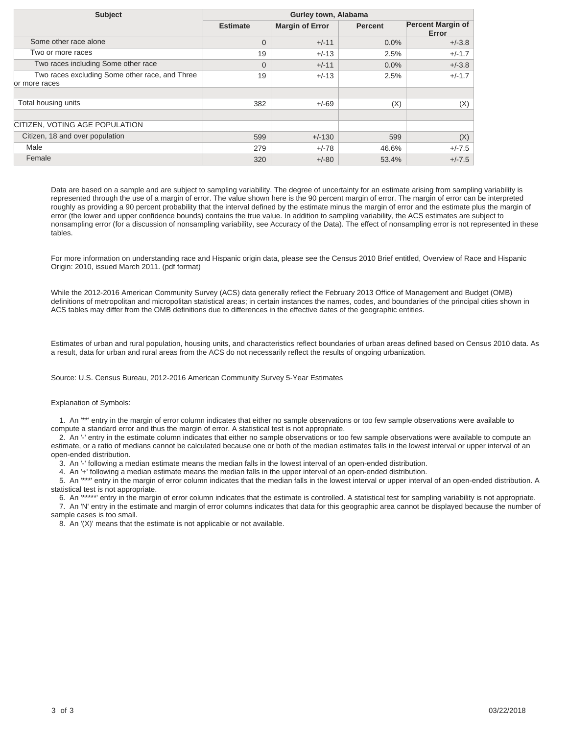| Subject | Gurley town, Alabama | | | |
|---|---|---|---|---|
| | Estimate | Margin of Error | Percent | Percent Margin of Error |
| Some other race alone | 0 | +/-11 | 0.0% | +/-3.8 |
| Two or more races | 19 | +/-13 | 2.5% | +/-1.7 |
| Two races including Some other race | 0 | +/-11 | 0.0% | +/-3.8 |
| Two races excluding Some other race, and Three or more races | 19 | +/-13 | 2.5% | +/-1.7 |
| | | | | |
| Total housing units | 382 | +/-69 | (X) | (X) |
| | | | | |
| CITIZEN, VOTING AGE POPULATION | | | | |
| Citizen, 18 and over population | 599 | +/-130 | 599 | (X) |
| Male | 279 | +/-78 | 46.6% | +/-7.5 |
| Female | 320 | +/-80 | 53.4% | +/-7.5 |

Data are based on a sample and are subject to sampling variability. The degree of uncertainty for an estimate arising from sampling variability is represented through the use of a margin of error. The value shown here is the 90 percent margin of error. The margin of error can be interpreted roughly as providing a 90 percent probability that the interval defined by the estimate minus the margin of error and the estimate plus the margin of error (the lower and upper confidence bounds) contains the true value. In addition to sampling variability, the ACS estimates are subject to nonsampling error (for a discussion of nonsampling variability, see Accuracy of the Data). The effect of nonsampling error is not represented in these tables.

For more information on understanding race and Hispanic origin data, please see the Census 2010 Brief entitled, Overview of Race and Hispanic Origin: 2010, issued March 2011. (pdf format)

While the 2012-2016 American Community Survey (ACS) data generally reflect the February 2013 Office of Management and Budget (OMB) definitions of metropolitan and micropolitan statistical areas; in certain instances the names, codes, and boundaries of the principal cities shown in ACS tables may differ from the OMB definitions due to differences in the effective dates of the geographic entities.

Estimates of urban and rural population, housing units, and characteristics reflect boundaries of urban areas defined based on Census 2010 data. As a result, data for urban and rural areas from the ACS do not necessarily reflect the results of ongoing urbanization.

Source: U.S. Census Bureau, 2012-2016 American Community Survey 5-Year Estimates

Explanation of Symbols:

1. An '**' entry in the margin of error column indicates that either no sample observations or too few sample observations were available to compute a standard error and thus the margin of error. A statistical test is not appropriate.
2. An '-' entry in the estimate column indicates that either no sample observations or too few sample observations were available to compute an estimate, or a ratio of medians cannot be calculated because one or both of the median estimates falls in the lowest interval or upper interval of an open-ended distribution.
3. An '-' following a median estimate means the median falls in the lowest interval of an open-ended distribution.
4. An '+' following a median estimate means the median falls in the upper interval of an open-ended distribution.
5. An '***' entry in the margin of error column indicates that the median falls in the lowest interval or upper interval of an open-ended distribution. A statistical test is not appropriate.
6. An '*****' entry in the margin of error column indicates that the estimate is controlled. A statistical test for sampling variability is not appropriate.
7. An 'N' entry in the estimate and margin of error columns indicates that data for this geographic area cannot be displayed because the number of sample cases is too small.
8. An '(X)' means that the estimate is not applicable or not available.